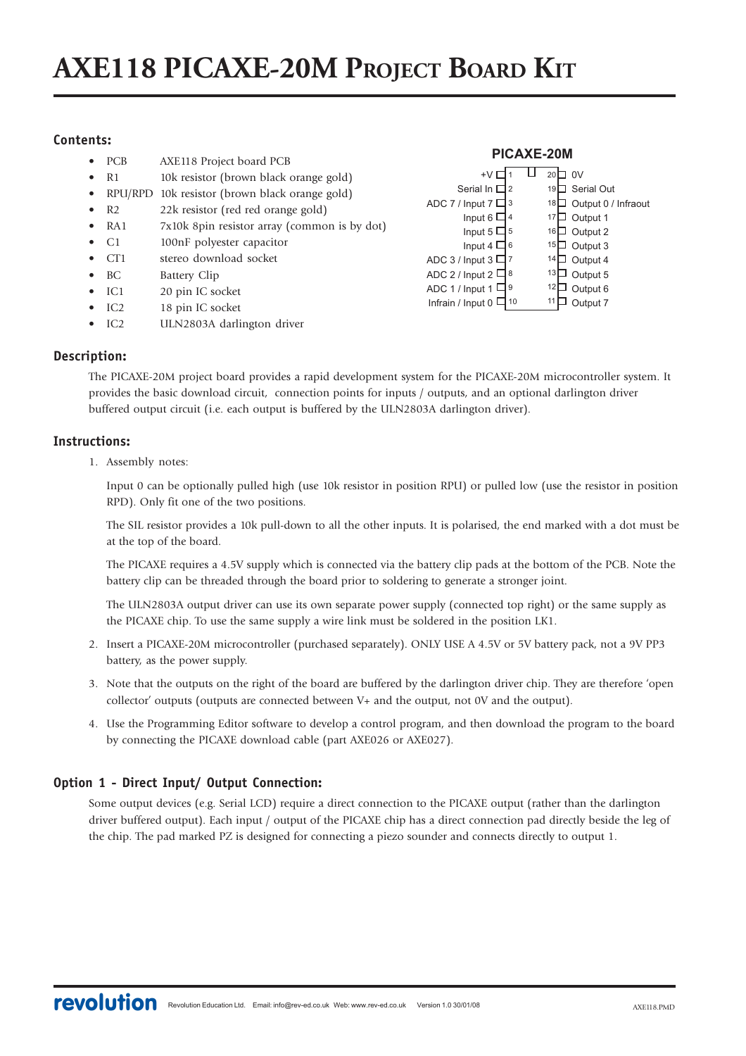# AXE118 PICAXE-20M Project Board Kit

## Contents:

- PCB AXE118 Project board PCB
- R1 10k resistor (brown black orange gold)
- RPU/RPD 10k resistor (brown black orange gold)
- R2 22k resistor (red red orange gold)
- RA1 7x10k 8pin resistor array (common is by dot)
- C1 100nF polyester capacitor
- CT1 stereo download socket
- BC Battery Clip
- IC1 20 pin IC socket
- IC2 18 pin IC socket
- IC2 ULN2803A darlington driver

**PICAXE-20M**

| Function | Pin | Pin | Function |
|---|---|---|---|
| +V | 1 | 20 | 0V |
| Serial In | 2 | 19 | Serial Out |
| ADC 7 / Input 7 | 3 | 18 | Output 0 / Infraout |
| Input 6 | 4 | 17 | Output 1 |
| Input 5 | 5 | 16 | Output 2 |
| Input 4 | 6 | 15 | Output 3 |
| ADC 3 / Input 3 | 7 | 14 | Output 4 |
| ADC 2 / Input 2 | 8 | 13 | Output 5 |
| ADC 1 / Input 1 | 9 | 12 | Output 6 |
| Infrain / Input 0 | 10 | 11 | Output 7 |

## Description:

The PICAXE-20M project board provides a rapid development system for the PICAXE-20M microcontroller system. It provides the basic download circuit, connection points for inputs / outputs, and an optional darlington driver buffered output circuit (i.e. each output is buffered by the ULN2803A darlington driver).

## Instructions:

1. Assembly notes:

   Input 0 can be optionally pulled high (use 10k resistor in position RPU) or pulled low (use the resistor in position RPD). Only fit one of the two positions.

   The SIL resistor provides a 10k pull-down to all the other inputs. It is polarised, the end marked with a dot must be at the top of the board.

   The PICAXE requires a 4.5V supply which is connected via the battery clip pads at the bottom of the PCB. Note the battery clip can be threaded through the board prior to soldering to generate a stronger joint.

   The ULN2803A output driver can use its own separate power supply (connected top right) or the same supply as the PICAXE chip. To use the same supply a wire link must be soldered in the position LK1.

2. Insert a PICAXE-20M microcontroller (purchased separately). ONLY USE A 4.5V or 5V battery pack, not a 9V PP3 battery, as the power supply.

3. Note that the outputs on the right of the board are buffered by the darlington driver chip. They are therefore 'open collector' outputs (outputs are connected between V+ and the output, not 0V and the output).

4. Use the Programming Editor software to develop a control program, and then download the program to the board by connecting the PICAXE download cable (part AXE026 or AXE027).

## Option 1 - Direct Input/ Output Connection:

Some output devices (e.g. Serial LCD) require a direct connection to the PICAXE output (rather than the darlington driver buffered output). Each input / output of the PICAXE chip has a direct connection pad directly beside the leg of the chip. The pad marked PZ is designed for connecting a piezo sounder and connects directly to output 1.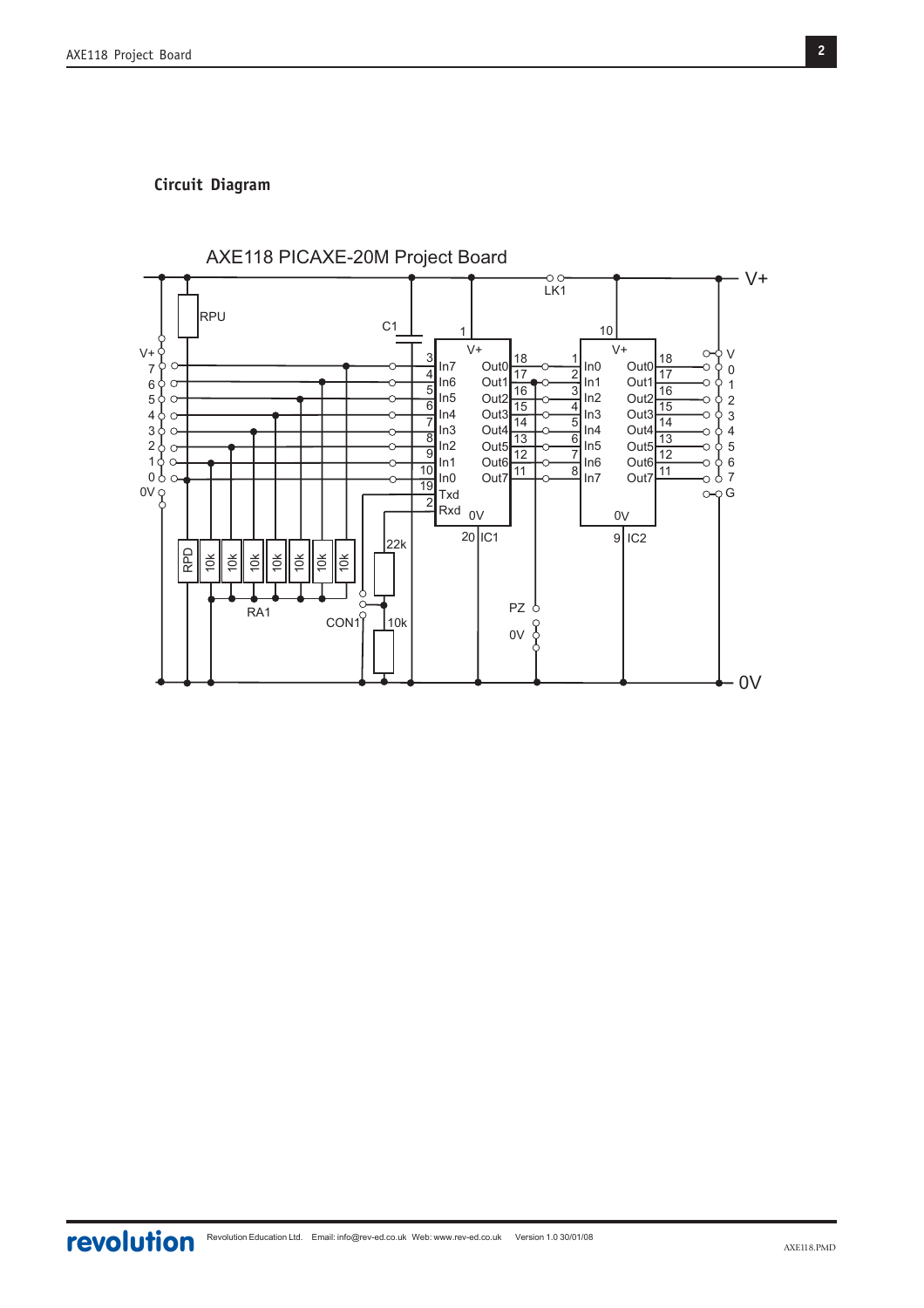## Circuit Diagram

AXE118 PICAXE-20M Project Board

V+

LK1

RPU

C1

1

10

V+

V+

V+

7

6

5

4

3

2

1

0

0V

3 In7

4 In6

5 In5

6 In4

7 In3

8 In2

9 In1

10 In0

19 Txd

2 Rxd

Out0 18

Out1 17

Out2 16

Out3 15

Out4 14

Out5 13

Out6 12

Out7 11

0V

20 IC1

1 In0

2 In1

3 In2

4 In3

5 In4

6 In5

7 In6

8 In7

Out0 18

Out1 17

Out2 16

Out3 15

Out4 14

Out5 13

Out6 12

Out7 11

0V

9 IC2

V

0

1

2

3

4

5

6

7

G

RPD

10k

10k

10k

10k

10k

10k

10k

RA1

22k

CON1

10k

PZ

0V

0V